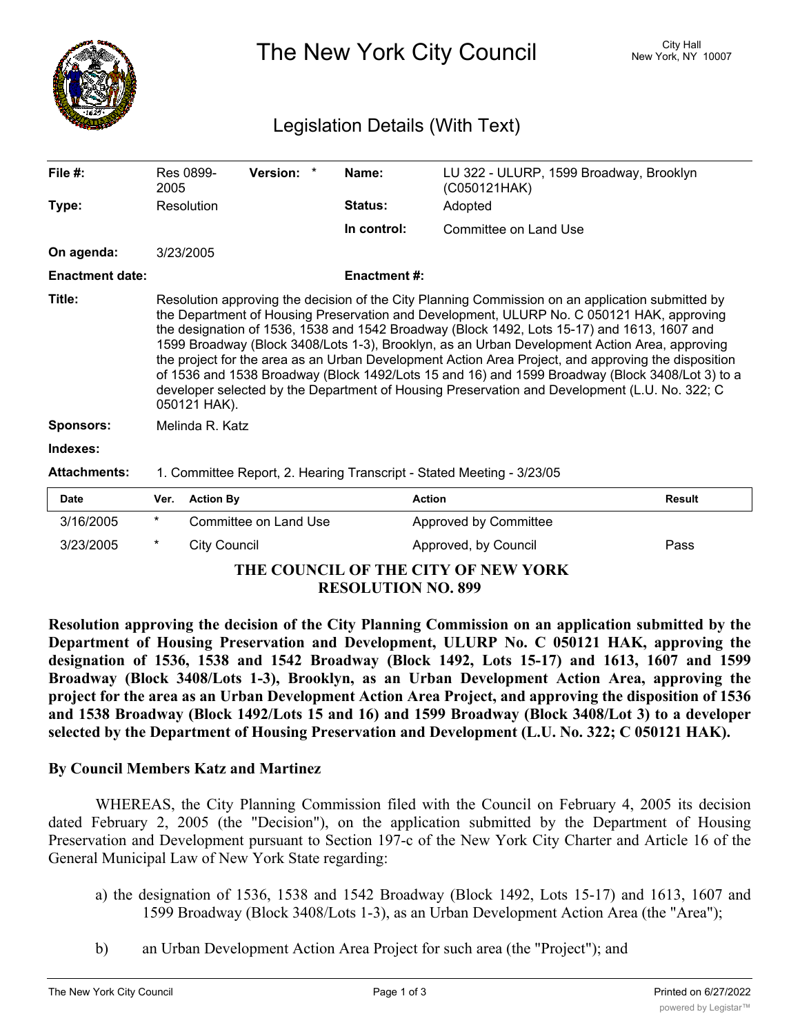# The New York City Council

City Hall
New York, NY 10007

## Legislation Details (With Text)

| | | | |
|---|---|---|---|
| **File #:** | Res 0899-2005 **Version:** * | **Name:** | LU 322 - ULURP, 1599 Broadway, Brooklyn (C050121HAK) |
| **Type:** | Resolution | **Status:** | Adopted |
| | | **In control:** | Committee on Land Use |
| **On agenda:** | 3/23/2005 | | |
| **Enactment date:** | | **Enactment #:** | |

**Title:** Resolution approving the decision of the City Planning Commission on an application submitted by the Department of Housing Preservation and Development, ULURP No. C 050121 HAK, approving the designation of 1536, 1538 and 1542 Broadway (Block 1492, Lots 15-17) and 1613, 1607 and 1599 Broadway (Block 3408/Lots 1-3), Brooklyn, as an Urban Development Action Area, approving the project for the area as an Urban Development Action Area Project, and approving the disposition of 1536 and 1538 Broadway (Block 1492/Lots 15 and 16) and 1599 Broadway (Block 3408/Lot 3) to a developer selected by the Department of Housing Preservation and Development (L.U. No. 322; C 050121 HAK).

**Sponsors:** Melinda R. Katz

**Indexes:**

**Attachments:** 1. Committee Report, 2. Hearing Transcript - Stated Meeting - 3/23/05

| Date | Ver. | Action By | Action | Result |
|---|---|---|---|---|
| 3/16/2005 | * | Committee on Land Use | Approved by Committee | |
| 3/23/2005 | * | City Council | Approved, by Council | Pass |

**THE COUNCIL OF THE CITY OF NEW YORK**
**RESOLUTION NO. 899**

**Resolution approving the decision of the City Planning Commission on an application submitted by the Department of Housing Preservation and Development, ULURP No. C 050121 HAK, approving the designation of 1536, 1538 and 1542 Broadway (Block 1492, Lots 15-17) and 1613, 1607 and 1599 Broadway (Block 3408/Lots 1-3), Brooklyn, as an Urban Development Action Area, approving the project for the area as an Urban Development Action Area Project, and approving the disposition of 1536 and 1538 Broadway (Block 1492/Lots 15 and 16) and 1599 Broadway (Block 3408/Lot 3) to a developer selected by the Department of Housing Preservation and Development (L.U. No. 322; C 050121 HAK).**

**By Council Members Katz and Martinez**

WHEREAS, the City Planning Commission filed with the Council on February 4, 2005 its decision dated February 2, 2005 (the "Decision"), on the application submitted by the Department of Housing Preservation and Development pursuant to Section 197-c of the New York City Charter and Article 16 of the General Municipal Law of New York State regarding:

a) the designation of 1536, 1538 and 1542 Broadway (Block 1492, Lots 15-17) and 1613, 1607 and 1599 Broadway (Block 3408/Lots 1-3), as an Urban Development Action Area (the "Area");

b) an Urban Development Action Area Project for such area (the "Project"); and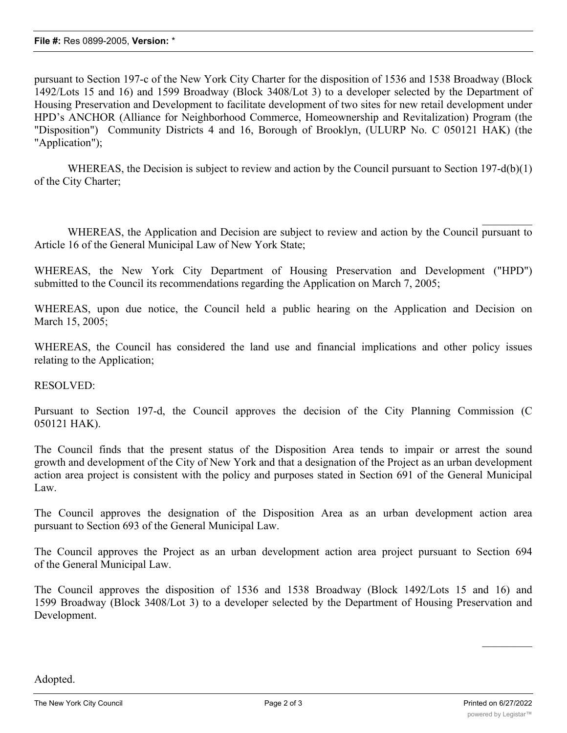pursuant to Section 197-c of the New York City Charter for the disposition of 1536 and 1538 Broadway (Block 1492/Lots 15 and 16) and 1599 Broadway (Block 3408/Lot 3) to a developer selected by the Department of Housing Preservation and Development to facilitate development of two sites for new retail development under HPD's ANCHOR (Alliance for Neighborhood Commerce, Homeownership and Revitalization) Program (the "Disposition") Community Districts 4 and 16, Borough of Brooklyn, (ULURP No. C 050121 HAK) (the "Application");

WHEREAS, the Decision is subject to review and action by the Council pursuant to Section 197-d(b)(1) of the City Charter;

WHEREAS, the Application and Decision are subject to review and action by the Council pursuant to Article 16 of the General Municipal Law of New York State;

WHEREAS, the New York City Department of Housing Preservation and Development ("HPD") submitted to the Council its recommendations regarding the Application on March 7, 2005;

WHEREAS, upon due notice, the Council held a public hearing on the Application and Decision on March 15, 2005;

WHEREAS, the Council has considered the land use and financial implications and other policy issues relating to the Application;

RESOLVED:

Pursuant to Section 197-d, the Council approves the decision of the City Planning Commission (C 050121 HAK).

The Council finds that the present status of the Disposition Area tends to impair or arrest the sound growth and development of the City of New York and that a designation of the Project as an urban development action area project is consistent with the policy and purposes stated in Section 691 of the General Municipal Law.

The Council approves the designation of the Disposition Area as an urban development action area pursuant to Section 693 of the General Municipal Law.

The Council approves the Project as an urban development action area project pursuant to Section 694 of the General Municipal Law.

The Council approves the disposition of 1536 and 1538 Broadway (Block 1492/Lots 15 and 16) and 1599 Broadway (Block 3408/Lot 3) to a developer selected by the Department of Housing Preservation and Development.

Adopted.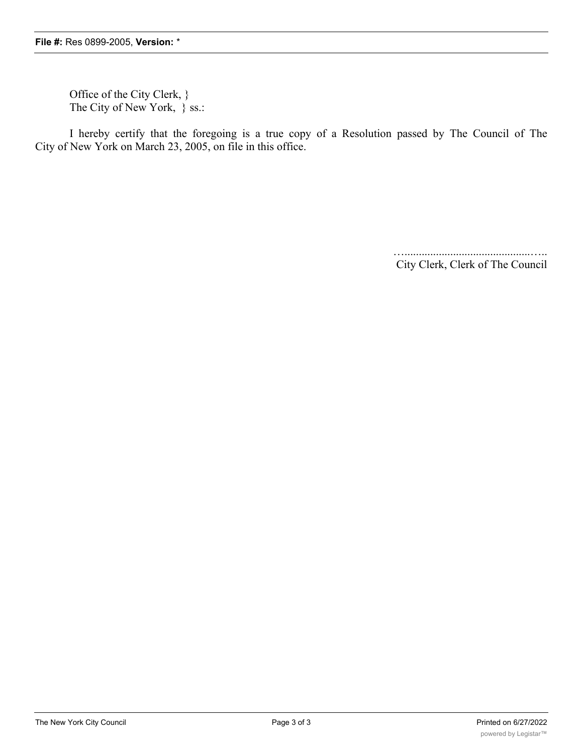Office of the City Clerk, }
The City of New York, } ss.:

I hereby certify that the foregoing is a true copy of a Resolution passed by The Council of The City of New York on March 23, 2005, on file in this office.

…..........................................…..
City Clerk, Clerk of The Council